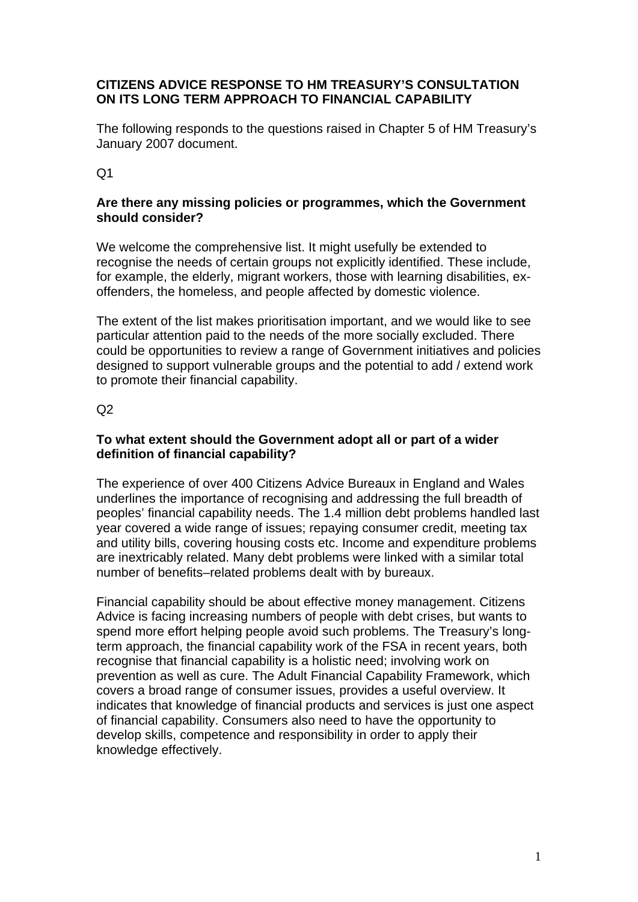**CITIZENS ADVICE RESPONSE TO HM TREASURY'S CONSULTATION ON ITS LONG TERM APPROACH TO FINANCIAL CAPABILITY**

The following responds to the questions raised in Chapter 5 of HM Treasury's January 2007 document.

Q1

**Are there any missing policies or programmes, which the Government should consider?**

We welcome the comprehensive list. It might usefully be extended to recognise the needs of certain groups not explicitly identified. These include, for example, the elderly, migrant workers, those with learning disabilities, ex-offenders, the homeless, and people affected by domestic violence.

The extent of the list makes prioritisation important, and we would like to see particular attention paid to the needs of the more socially excluded. There could be opportunities to review a range of Government initiatives and policies designed to support vulnerable groups and the potential to add / extend work to promote their financial capability.

Q2

**To what extent should the Government adopt all or part of a wider definition of financial capability?**

The experience of over 400 Citizens Advice Bureaux in England and Wales underlines the importance of recognising and addressing the full breadth of peoples' financial capability needs. The 1.4 million debt problems handled last year covered a wide range of issues; repaying consumer credit, meeting tax and utility bills, covering housing costs etc. Income and expenditure problems are inextricably related. Many debt problems were linked with a similar total number of benefits–related problems dealt with by bureaux.

Financial capability should be about effective money management. Citizens Advice is facing increasing numbers of people with debt crises, but wants to spend more effort helping people avoid such problems. The Treasury's long-term approach, the financial capability work of the FSA in recent years, both recognise that financial capability is a holistic need; involving work on prevention as well as cure. The Adult Financial Capability Framework, which covers a broad range of consumer issues, provides a useful overview. It indicates that knowledge of financial products and services is just one aspect of financial capability. Consumers also need to have the opportunity to develop skills, competence and responsibility in order to apply their knowledge effectively.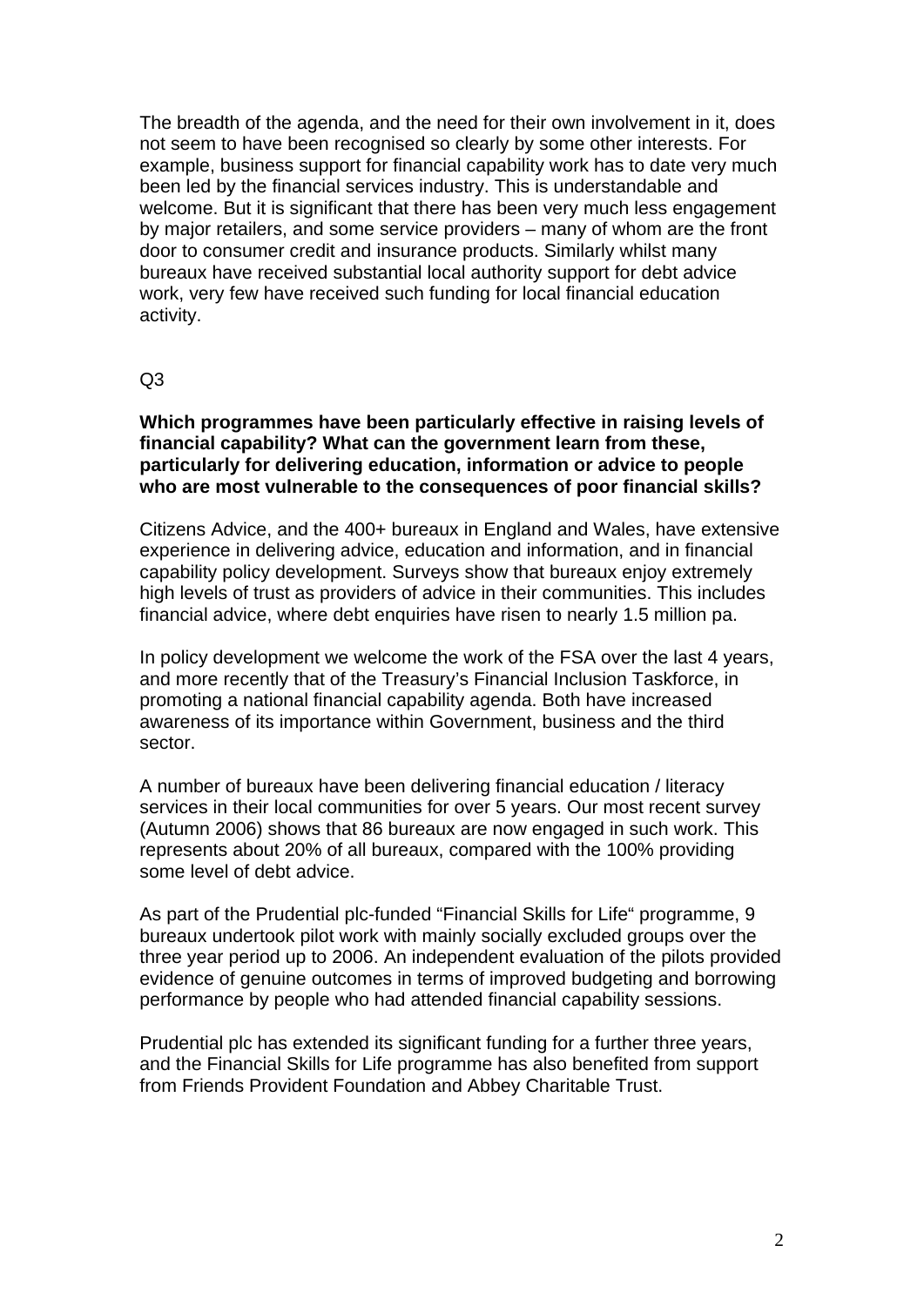The breadth of the agenda, and the need for their own involvement in it, does not seem to have been recognised so clearly by some other interests. For example, business support for financial capability work has to date very much been led by the financial services industry. This is understandable and welcome. But it is significant that there has been very much less engagement by major retailers, and some service providers – many of whom are the front door to consumer credit and insurance products. Similarly whilst many bureaux have received substantial local authority support for debt advice work, very few have received such funding for local financial education activity.

Q3

**Which programmes have been particularly effective in raising levels of financial capability? What can the government learn from these, particularly for delivering education, information or advice to people who are most vulnerable to the consequences of poor financial skills?**

Citizens Advice, and the 400+ bureaux in England and Wales, have extensive experience in delivering advice, education and information, and in financial capability policy development. Surveys show that bureaux enjoy extremely high levels of trust as providers of advice in their communities. This includes financial advice, where debt enquiries have risen to nearly 1.5 million pa.

In policy development we welcome the work of the FSA over the last 4 years, and more recently that of the Treasury's Financial Inclusion Taskforce, in promoting a national financial capability agenda. Both have increased awareness of its importance within Government, business and the third sector.

A number of bureaux have been delivering financial education / literacy services in their local communities for over 5 years. Our most recent survey (Autumn 2006) shows that 86 bureaux are now engaged in such work. This represents about 20% of all bureaux, compared with the 100% providing some level of debt advice.

As part of the Prudential plc-funded "Financial Skills for Life" programme, 9 bureaux undertook pilot work with mainly socially excluded groups over the three year period up to 2006. An independent evaluation of the pilots provided evidence of genuine outcomes in terms of improved budgeting and borrowing performance by people who had attended financial capability sessions.

Prudential plc has extended its significant funding for a further three years, and the Financial Skills for Life programme has also benefited from support from Friends Provident Foundation and Abbey Charitable Trust.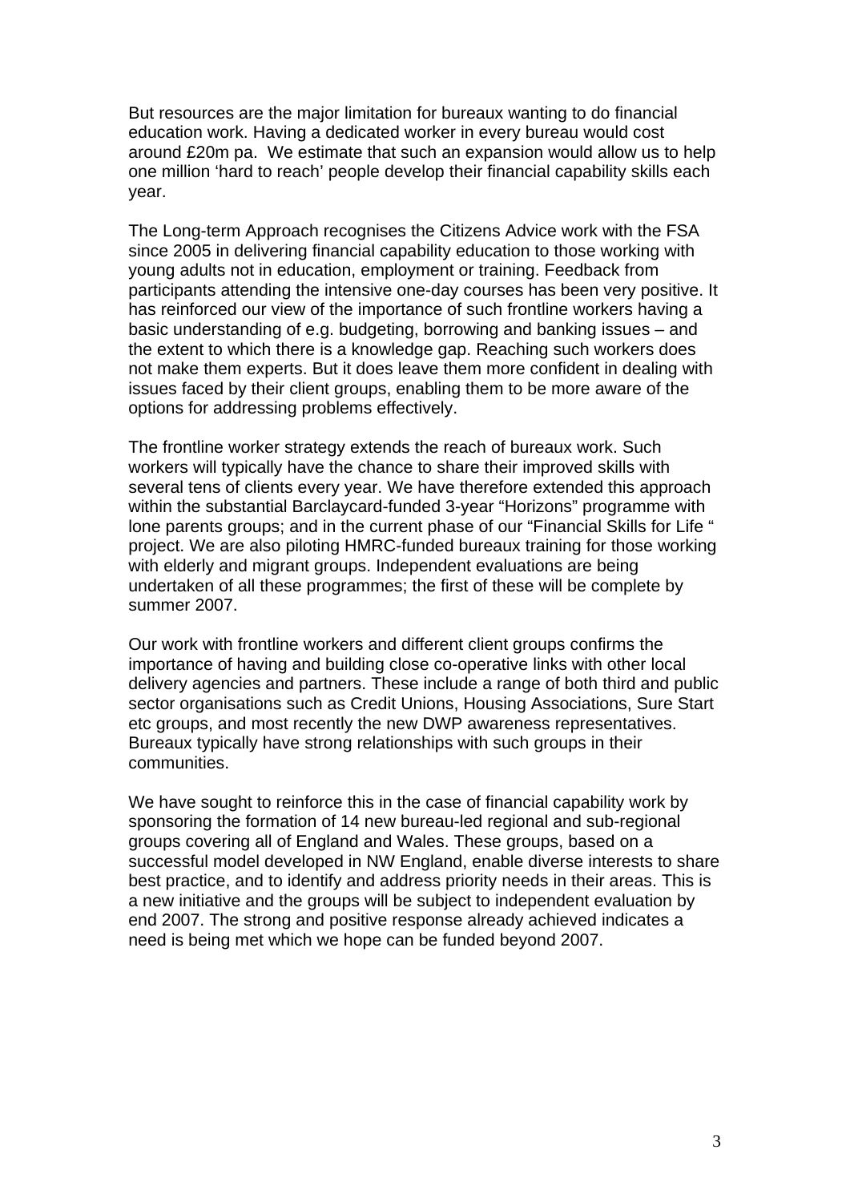But resources are the major limitation for bureaux wanting to do financial education work. Having a dedicated worker in every bureau would cost around £20m pa. We estimate that such an expansion would allow us to help one million 'hard to reach' people develop their financial capability skills each year.

The Long-term Approach recognises the Citizens Advice work with the FSA since 2005 in delivering financial capability education to those working with young adults not in education, employment or training. Feedback from participants attending the intensive one-day courses has been very positive. It has reinforced our view of the importance of such frontline workers having a basic understanding of e.g. budgeting, borrowing and banking issues – and the extent to which there is a knowledge gap. Reaching such workers does not make them experts. But it does leave them more confident in dealing with issues faced by their client groups, enabling them to be more aware of the options for addressing problems effectively.

The frontline worker strategy extends the reach of bureaux work. Such workers will typically have the chance to share their improved skills with several tens of clients every year. We have therefore extended this approach within the substantial Barclaycard-funded 3-year "Horizons" programme with lone parents groups; and in the current phase of our "Financial Skills for Life " project. We are also piloting HMRC-funded bureaux training for those working with elderly and migrant groups. Independent evaluations are being undertaken of all these programmes; the first of these will be complete by summer 2007.

Our work with frontline workers and different client groups confirms the importance of having and building close co-operative links with other local delivery agencies and partners. These include a range of both third and public sector organisations such as Credit Unions, Housing Associations, Sure Start etc groups, and most recently the new DWP awareness representatives. Bureaux typically have strong relationships with such groups in their communities.

We have sought to reinforce this in the case of financial capability work by sponsoring the formation of 14 new bureau-led regional and sub-regional groups covering all of England and Wales. These groups, based on a successful model developed in NW England, enable diverse interests to share best practice, and to identify and address priority needs in their areas. This is a new initiative and the groups will be subject to independent evaluation by end 2007. The strong and positive response already achieved indicates a need is being met which we hope can be funded beyond 2007.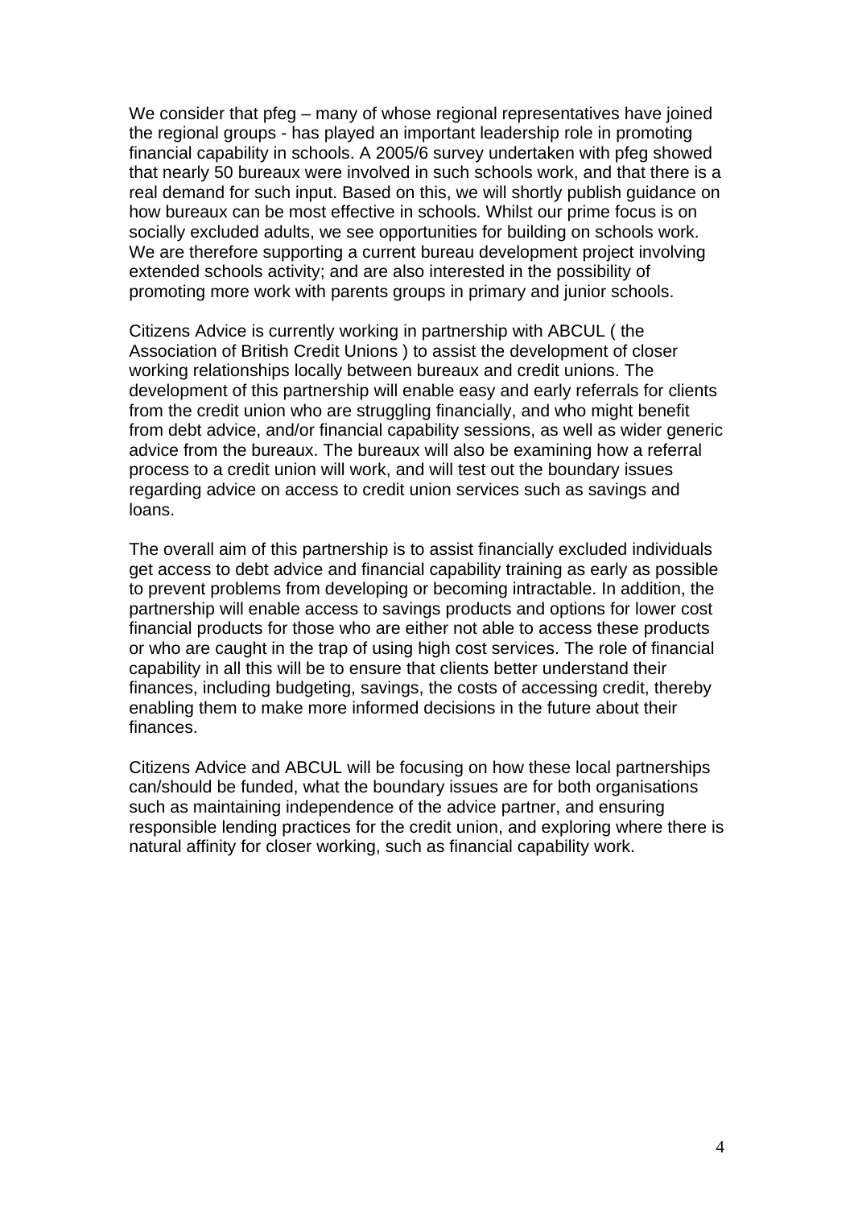We consider that pfeg – many of whose regional representatives have joined the regional groups - has played an important leadership role in promoting financial capability in schools. A 2005/6 survey undertaken with pfeg showed that nearly 50 bureaux were involved in such schools work, and that there is a real demand for such input. Based on this, we will shortly publish guidance on how bureaux can be most effective in schools. Whilst our prime focus is on socially excluded adults, we see opportunities for building on schools work. We are therefore supporting a current bureau development project involving extended schools activity; and are also interested in the possibility of promoting more work with parents groups in primary and junior schools.

Citizens Advice is currently working in partnership with ABCUL ( the Association of British Credit Unions ) to assist the development of closer working relationships locally between bureaux and credit unions. The development of this partnership will enable easy and early referrals for clients from the credit union who are struggling financially, and who might benefit from debt advice, and/or financial capability sessions, as well as wider generic advice from the bureaux. The bureaux will also be examining how a referral process to a credit union will work, and will test out the boundary issues regarding advice on access to credit union services such as savings and loans.

The overall aim of this partnership is to assist financially excluded individuals get access to debt advice and financial capability training as early as possible to prevent problems from developing or becoming intractable. In addition, the partnership will enable access to savings products and options for lower cost financial products for those who are either not able to access these products or who are caught in the trap of using high cost services. The role of financial capability in all this will be to ensure that clients better understand their finances, including budgeting, savings, the costs of accessing credit, thereby enabling them to make more informed decisions in the future about their finances.

Citizens Advice and ABCUL will be focusing on how these local partnerships can/should be funded, what the boundary issues are for both organisations such as maintaining independence of the advice partner, and ensuring responsible lending practices for the credit union, and exploring where there is natural affinity for closer working, such as financial capability work.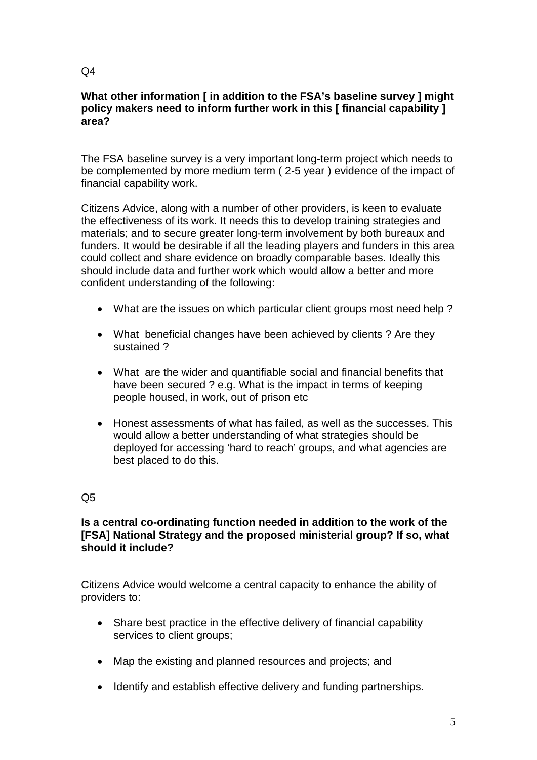Q4

**What other information [ in addition to the FSA's baseline survey ] might policy makers need to inform further work in this [ financial capability ] area?**

The FSA baseline survey is a very important long-term project which needs to be complemented by more medium term ( 2-5 year ) evidence of the impact of financial capability work.

Citizens Advice, along with a number of other providers, is keen to evaluate the effectiveness of its work. It needs this to develop training strategies and materials; and to secure greater long-term involvement by both bureaux and funders. It would be desirable if all the leading players and funders in this area could collect and share evidence on broadly comparable bases. Ideally this should include data and further work which would allow a better and more confident understanding of the following:

- What are the issues on which particular client groups most need help ?
- What beneficial changes have been achieved by clients ? Are they sustained ?
- What are the wider and quantifiable social and financial benefits that have been secured ? e.g. What is the impact in terms of keeping people housed, in work, out of prison etc
- Honest assessments of what has failed, as well as the successes. This would allow a better understanding of what strategies should be deployed for accessing 'hard to reach' groups, and what agencies are best placed to do this.

Q5

**Is a central co-ordinating function needed in addition to the work of the [FSA] National Strategy and the proposed ministerial group? If so, what should it include?**

Citizens Advice would welcome a central capacity to enhance the ability of providers to:

- Share best practice in the effective delivery of financial capability services to client groups;
- Map the existing and planned resources and projects; and
- Identify and establish effective delivery and funding partnerships.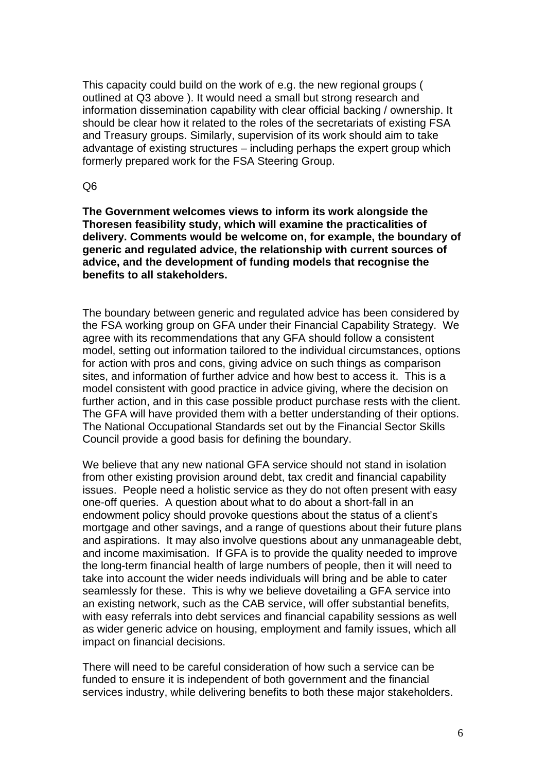This capacity could build on the work of e.g. the new regional groups ( outlined at Q3 above ). It would need a small but strong research and information dissemination capability with clear official backing / ownership. It should be clear how it related to the roles of the secretariats of existing FSA and Treasury groups. Similarly, supervision of its work should aim to take advantage of existing structures – including perhaps the expert group which formerly prepared work for the FSA Steering Group.

Q6

**The Government welcomes views to inform its work alongside the Thoresen feasibility study, which will examine the practicalities of delivery. Comments would be welcome on, for example, the boundary of generic and regulated advice, the relationship with current sources of advice, and the development of funding models that recognise the benefits to all stakeholders.**

The boundary between generic and regulated advice has been considered by the FSA working group on GFA under their Financial Capability Strategy. We agree with its recommendations that any GFA should follow a consistent model, setting out information tailored to the individual circumstances, options for action with pros and cons, giving advice on such things as comparison sites, and information of further advice and how best to access it. This is a model consistent with good practice in advice giving, where the decision on further action, and in this case possible product purchase rests with the client. The GFA will have provided them with a better understanding of their options. The National Occupational Standards set out by the Financial Sector Skills Council provide a good basis for defining the boundary.

We believe that any new national GFA service should not stand in isolation from other existing provision around debt, tax credit and financial capability issues. People need a holistic service as they do not often present with easy one-off queries. A question about what to do about a short-fall in an endowment policy should provoke questions about the status of a client's mortgage and other savings, and a range of questions about their future plans and aspirations. It may also involve questions about any unmanageable debt, and income maximisation. If GFA is to provide the quality needed to improve the long-term financial health of large numbers of people, then it will need to take into account the wider needs individuals will bring and be able to cater seamlessly for these. This is why we believe dovetailing a GFA service into an existing network, such as the CAB service, will offer substantial benefits, with easy referrals into debt services and financial capability sessions as well as wider generic advice on housing, employment and family issues, which all impact on financial decisions.

There will need to be careful consideration of how such a service can be funded to ensure it is independent of both government and the financial services industry, while delivering benefits to both these major stakeholders.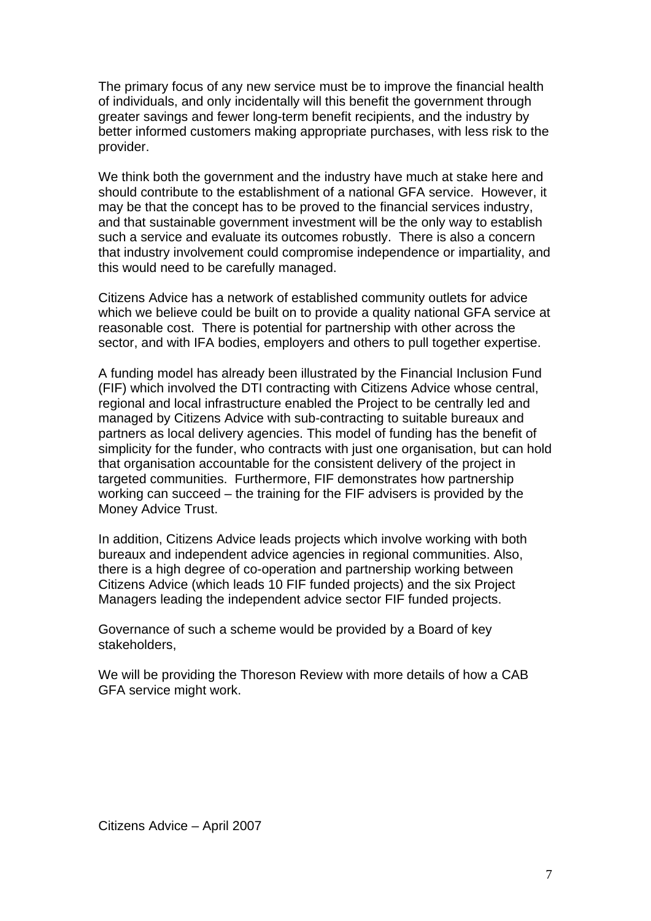The primary focus of any new service must be to improve the financial health of individuals, and only incidentally will this benefit the government through greater savings and fewer long-term benefit recipients, and the industry by better informed customers making appropriate purchases, with less risk to the provider.

We think both the government and the industry have much at stake here and should contribute to the establishment of a national GFA service. However, it may be that the concept has to be proved to the financial services industry, and that sustainable government investment will be the only way to establish such a service and evaluate its outcomes robustly. There is also a concern that industry involvement could compromise independence or impartiality, and this would need to be carefully managed.

Citizens Advice has a network of established community outlets for advice which we believe could be built on to provide a quality national GFA service at reasonable cost. There is potential for partnership with other across the sector, and with IFA bodies, employers and others to pull together expertise.

A funding model has already been illustrated by the Financial Inclusion Fund (FIF) which involved the DTI contracting with Citizens Advice whose central, regional and local infrastructure enabled the Project to be centrally led and managed by Citizens Advice with sub-contracting to suitable bureaux and partners as local delivery agencies. This model of funding has the benefit of simplicity for the funder, who contracts with just one organisation, but can hold that organisation accountable for the consistent delivery of the project in targeted communities. Furthermore, FIF demonstrates how partnership working can succeed – the training for the FIF advisers is provided by the Money Advice Trust.

In addition, Citizens Advice leads projects which involve working with both bureaux and independent advice agencies in regional communities. Also, there is a high degree of co-operation and partnership working between Citizens Advice (which leads 10 FIF funded projects) and the six Project Managers leading the independent advice sector FIF funded projects.

Governance of such a scheme would be provided by a Board of key stakeholders,

We will be providing the Thoreson Review with more details of how a CAB GFA service might work.

Citizens Advice – April 2007